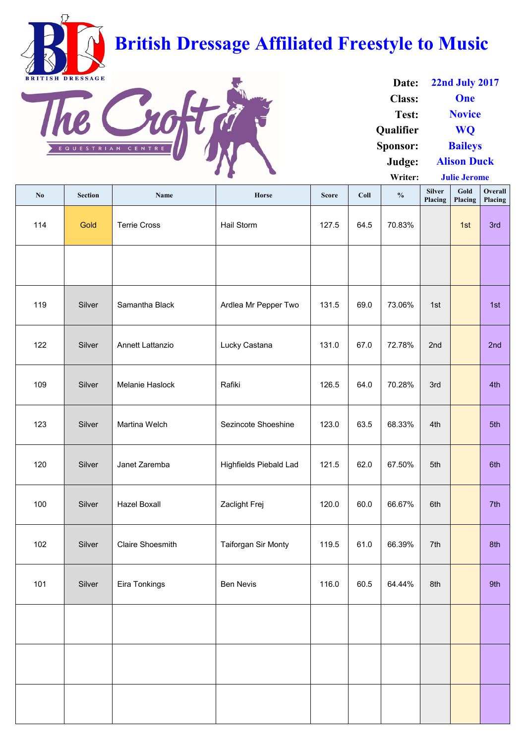# British Dressage Affiliated Freestyle to Music

BRITISH DRESSAGE

The Croft EQUESTRIAN CENTRE

| | |
|---|---|
| **Date:** | 22nd July 2017 |
| **Class:** | One |
| **Test:** | Novice |
| **Qualifier** | WQ |
| **Sponsor:** | Baileys |
| **Judge:** | Alison Duck |
| **Writer:** | Julie Jerome |

| No | Section | Name | Horse | Score | Coll | % | Silver Placing | Gold Placing | Overall Placing |
|---|---|---|---|---|---|---|---|---|---|
| 114 | Gold | Terrie Cross | Hail Storm | 127.5 | 64.5 | 70.83% | | 1st | 3rd |
| | | | | | | | | | |
| 119 | Silver | Samantha Black | Ardlea Mr Pepper Two | 131.5 | 69.0 | 73.06% | 1st | | 1st |
| 122 | Silver | Annett Lattanzio | Lucky Castana | 131.0 | 67.0 | 72.78% | 2nd | | 2nd |
| 109 | Silver | Melanie Haslock | Rafiki | 126.5 | 64.0 | 70.28% | 3rd | | 4th |
| 123 | Silver | Martina Welch | Sezincote Shoeshine | 123.0 | 63.5 | 68.33% | 4th | | 5th |
| 120 | Silver | Janet Zaremba | Highfields Piebald Lad | 121.5 | 62.0 | 67.50% | 5th | | 6th |
| 100 | Silver | Hazel Boxall | Zaclight Frej | 120.0 | 60.0 | 66.67% | 6th | | 7th |
| 102 | Silver | Claire Shoesmith | Taiforgan Sir Monty | 119.5 | 61.0 | 66.39% | 7th | | 8th |
| 101 | Silver | Eira Tonkings | Ben Nevis | 116.0 | 60.5 | 64.44% | 8th | | 9th |
| | | | | | | | | | |
| | | | | | | | | | |
| | | | | | | | | | |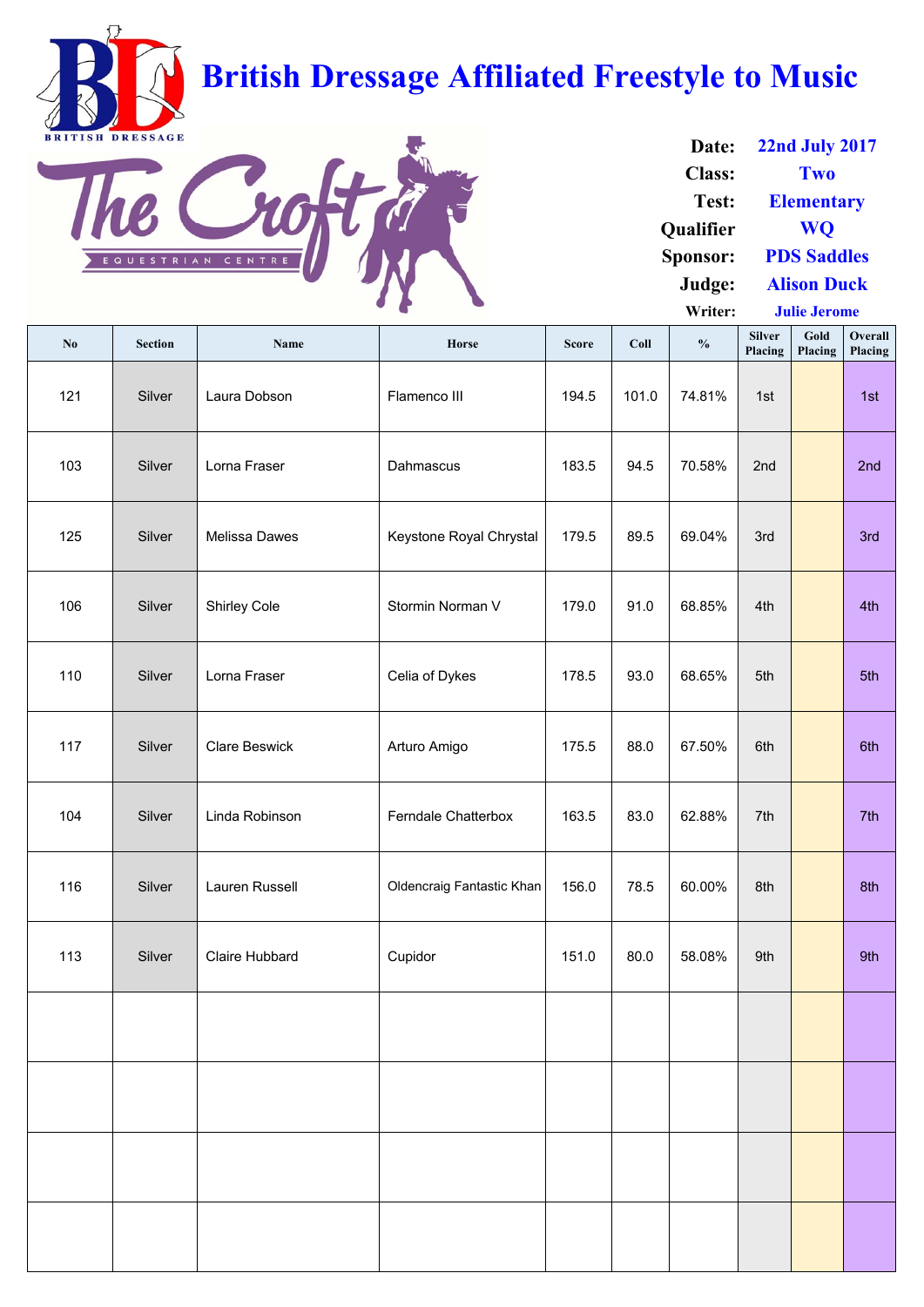# British Dressage Affiliated Freestyle to Music

BRITISH DRESSAGE

The Croft EQUESTRIAN CENTRE

**Date:** 22nd July 2017
**Class:** Two
**Test:** Elementary
**Qualifier** WQ
**Sponsor:** PDS Saddles
**Judge:** Alison Duck
**Writer:** Julie Jerome

| No | Section | Name | Horse | Score | Coll | % | Silver Placing | Gold Placing | Overall Placing |
|---|---|---|---|---|---|---|---|---|---|
| 121 | Silver | Laura Dobson | Flamenco III | 194.5 | 101.0 | 74.81% | 1st | | 1st |
| 103 | Silver | Lorna Fraser | Dahmascus | 183.5 | 94.5 | 70.58% | 2nd | | 2nd |
| 125 | Silver | Melissa Dawes | Keystone Royal Chrystal | 179.5 | 89.5 | 69.04% | 3rd | | 3rd |
| 106 | Silver | Shirley Cole | Stormin Norman V | 179.0 | 91.0 | 68.85% | 4th | | 4th |
| 110 | Silver | Lorna Fraser | Celia of Dykes | 178.5 | 93.0 | 68.65% | 5th | | 5th |
| 117 | Silver | Clare Beswick | Arturo Amigo | 175.5 | 88.0 | 67.50% | 6th | | 6th |
| 104 | Silver | Linda Robinson | Ferndale Chatterbox | 163.5 | 83.0 | 62.88% | 7th | | 7th |
| 116 | Silver | Lauren Russell | Oldencraig Fantastic Khan | 156.0 | 78.5 | 60.00% | 8th | | 8th |
| 113 | Silver | Claire Hubbard | Cupidor | 151.0 | 80.0 | 58.08% | 9th | | 9th |
| | | | | | | | | | |
| | | | | | | | | | |
| | | | | | | | | | |
| | | | | | | | | | |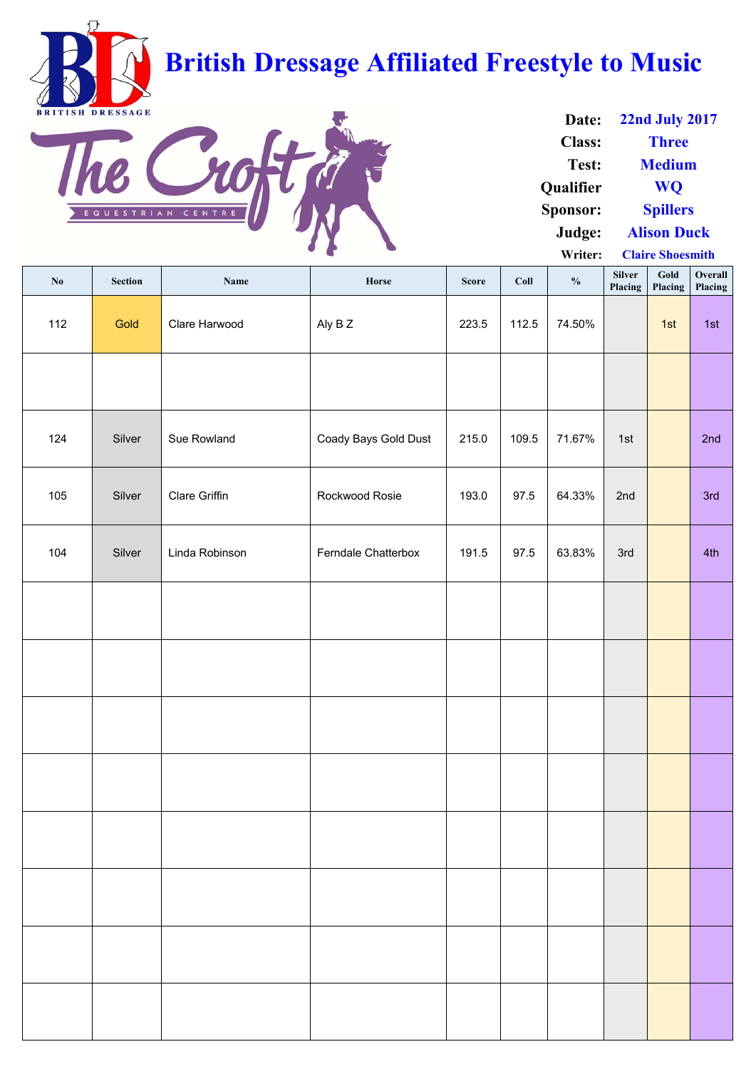# British Dressage Affiliated Freestyle to Music

The Croft EQUESTRIAN CENTRE

**Date:** 22nd July 2017
**Class:** Three
**Test:** Medium
**Qualifier** WQ
**Sponsor:** Spillers
**Judge:** Alison Duck
**Writer:** Claire Shoesmith

| No | Section | Name | Horse | Score | Coll | % | Silver Placing | Gold Placing | Overall Placing |
|---|---|---|---|---|---|---|---|---|---|
| 112 | Gold | Clare Harwood | Aly B Z | 223.5 | 112.5 | 74.50% | | 1st | 1st |
| | | | | | | | | | |
| 124 | Silver | Sue Rowland | Coady Bays Gold Dust | 215.0 | 109.5 | 71.67% | 1st | | 2nd |
| 105 | Silver | Clare Griffin | Rockwood Rosie | 193.0 | 97.5 | 64.33% | 2nd | | 3rd |
| 104 | Silver | Linda Robinson | Ferndale Chatterbox | 191.5 | 97.5 | 63.83% | 3rd | | 4th |
| | | | | | | | | | |
| | | | | | | | | | |
| | | | | | | | | | |
| | | | | | | | | | |
| | | | | | | | | | |
| | | | | | | | | | |
| | | | | | | | | | |
| | | | | | | | | | |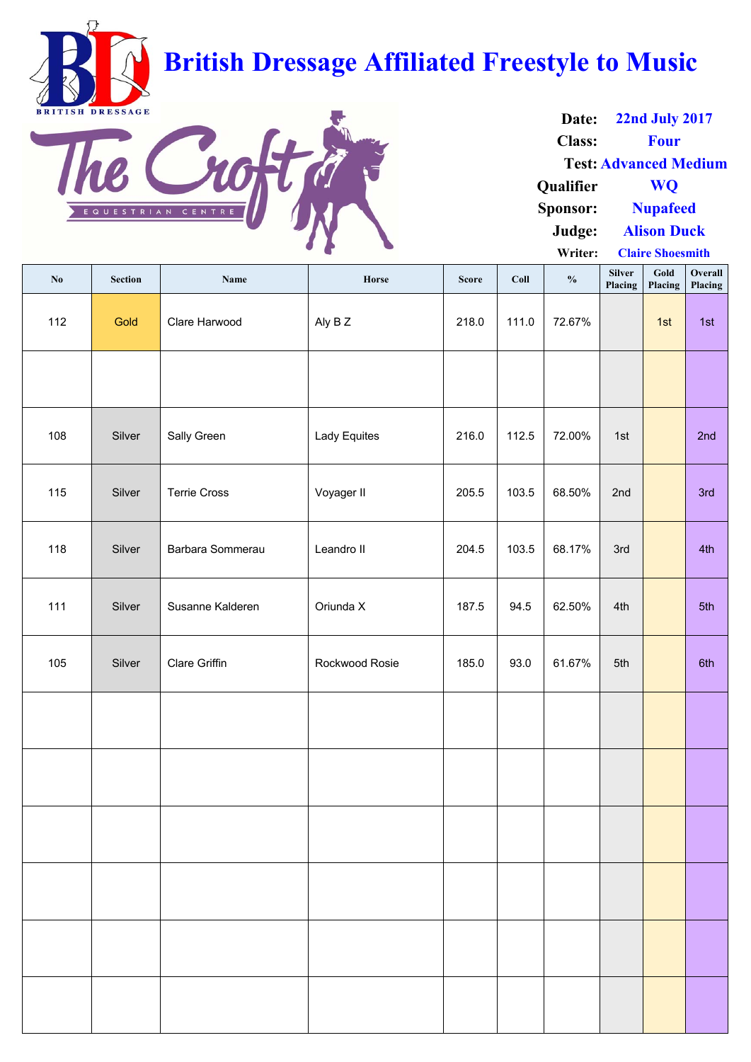# British Dressage Affiliated Freestyle to Music

The Croft
EQUESTRIAN CENTRE

**Date:** 22nd July 2017
**Class:** Four
**Test:** Advanced Medium
**Qualifier** WQ
**Sponsor:** Nupafeed
**Judge:** Alison Duck
**Writer:** Claire Shoesmith

| No | Section | Name | Horse | Score | Coll | % | Silver Placing | Gold Placing | Overall Placing |
|---|---|---|---|---|---|---|---|---|---|
| 112 | Gold | Clare Harwood | Aly B Z | 218.0 | 111.0 | 72.67% | | 1st | 1st |
| | | | | | | | | | |
| 108 | Silver | Sally Green | Lady Equites | 216.0 | 112.5 | 72.00% | 1st | | 2nd |
| 115 | Silver | Terrie Cross | Voyager II | 205.5 | 103.5 | 68.50% | 2nd | | 3rd |
| 118 | Silver | Barbara Sommerau | Leandro II | 204.5 | 103.5 | 68.17% | 3rd | | 4th |
| 111 | Silver | Susanne Kalderen | Oriunda X | 187.5 | 94.5 | 62.50% | 4th | | 5th |
| 105 | Silver | Clare Griffin | Rockwood Rosie | 185.0 | 93.0 | 61.67% | 5th | | 6th |
| | | | | | | | | | |
| | | | | | | | | | |
| | | | | | | | | | |
| | | | | | | | | | |
| | | | | | | | | | |
| | | | | | | | | | |